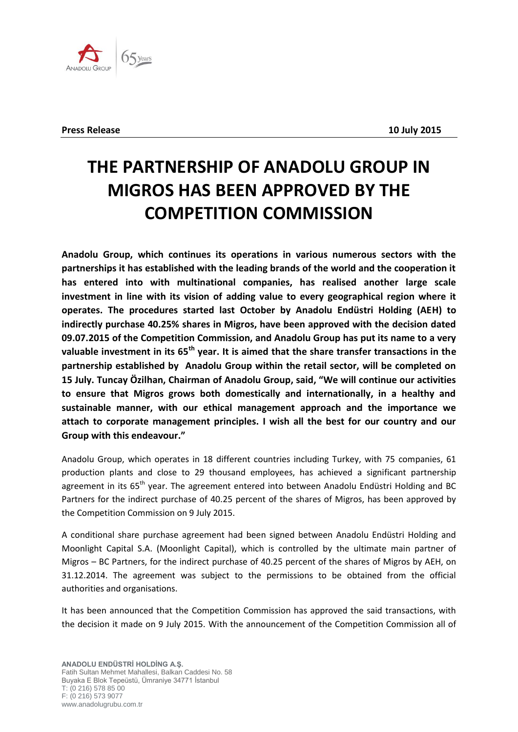**Press Release** **10 July 2015**

# THE PARTNERSHIP OF ANADOLU GROUP IN MIGROS HAS BEEN APPROVED BY THE COMPETITION COMMISSION

**Anadolu Group, which continues its operations in various numerous sectors with the partnerships it has established with the leading brands of the world and the cooperation it has entered into with multinational companies, has realised another large scale investment in line with its vision of adding value to every geographical region where it operates. The procedures started last October by Anadolu Endüstri Holding (AEH) to indirectly purchase 40.25% shares in Migros, have been approved with the decision dated 09.07.2015 of the Competition Commission, and Anadolu Group has put its name to a very valuable investment in its 65th year. It is aimed that the share transfer transactions in the partnership established by Anadolu Group within the retail sector, will be completed on 15 July. Tuncay Özilhan, Chairman of Anadolu Group, said, "We will continue our activities to ensure that Migros grows both domestically and internationally, in a healthy and sustainable manner, with our ethical management approach and the importance we attach to corporate management principles. I wish all the best for our country and our Group with this endeavour."**

Anadolu Group, which operates in 18 different countries including Turkey, with 75 companies, 61 production plants and close to 29 thousand employees, has achieved a significant partnership agreement in its 65th year. The agreement entered into between Anadolu Endüstri Holding and BC Partners for the indirect purchase of 40.25 percent of the shares of Migros, has been approved by the Competition Commission on 9 July 2015.

A conditional share purchase agreement had been signed between Anadolu Endüstri Holding and Moonlight Capital S.A. (Moonlight Capital), which is controlled by the ultimate main partner of Migros – BC Partners, for the indirect purchase of 40.25 percent of the shares of Migros by AEH, on 31.12.2014. The agreement was subject to the permissions to be obtained from the official authorities and organisations.

It has been announced that the Competition Commission has approved the said transactions, with the decision it made on 9 July 2015. With the announcement of the Competition Commission all of

**ANADOLU ENDÜSTRİ HOLDİNG A.Ş.**
Fatih Sultan Mehmet Mahallesi, Balkan Caddesi No. 58
Buyaka E Blok Tepeüstü, Ümraniye 34771 İstanbul
T: (0 216) 578 85 00
F: (0 216) 573 9077
www.anadolugrubu.com.tr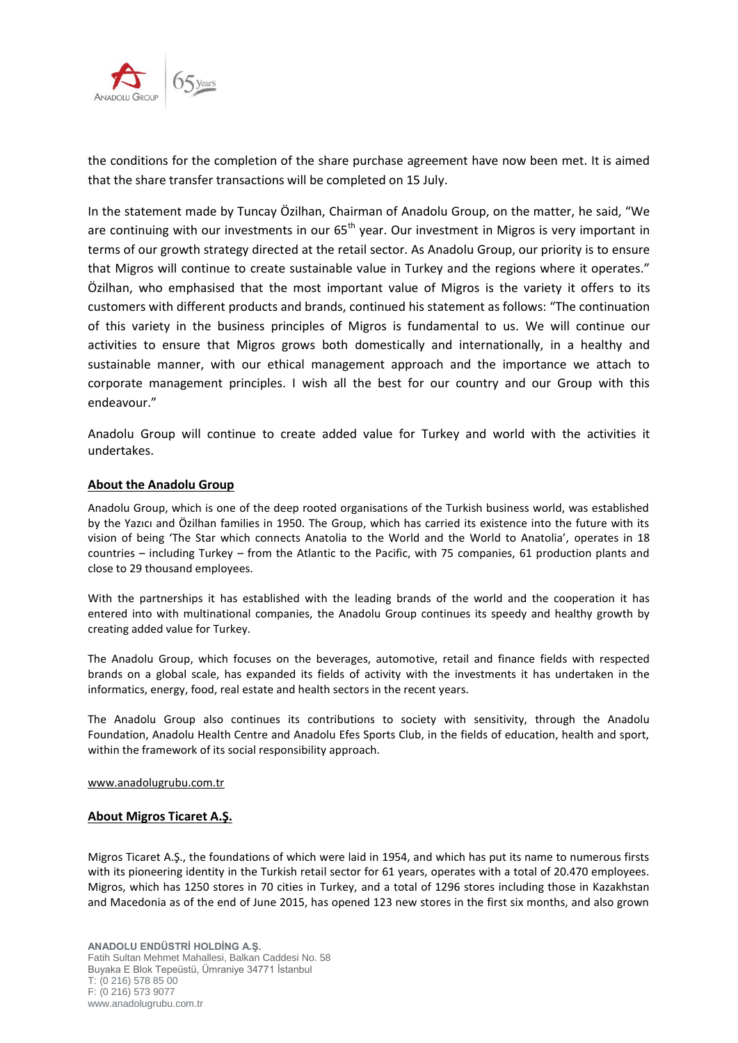the conditions for the completion of the share purchase agreement have now been met. It is aimed that the share transfer transactions will be completed on 15 July.

In the statement made by Tuncay Özilhan, Chairman of Anadolu Group, on the matter, he said, "We are continuing with our investments in our 65th year. Our investment in Migros is very important in terms of our growth strategy directed at the retail sector. As Anadolu Group, our priority is to ensure that Migros will continue to create sustainable value in Turkey and the regions where it operates." Özilhan, who emphasised that the most important value of Migros is the variety it offers to its customers with different products and brands, continued his statement as follows: "The continuation of this variety in the business principles of Migros is fundamental to us. We will continue our activities to ensure that Migros grows both domestically and internationally, in a healthy and sustainable manner, with our ethical management approach and the importance we attach to corporate management principles. I wish all the best for our country and our Group with this endeavour."

Anadolu Group will continue to create added value for Turkey and world with the activities it undertakes.

## About the Anadolu Group

Anadolu Group, which is one of the deep rooted organisations of the Turkish business world, was established by the Yazıcı and Özilhan families in 1950. The Group, which has carried its existence into the future with its vision of being 'The Star which connects Anatolia to the World and the World to Anatolia', operates in 18 countries – including Turkey – from the Atlantic to the Pacific, with 75 companies, 61 production plants and close to 29 thousand employees.

With the partnerships it has established with the leading brands of the world and the cooperation it has entered into with multinational companies, the Anadolu Group continues its speedy and healthy growth by creating added value for Turkey.

The Anadolu Group, which focuses on the beverages, automotive, retail and finance fields with respected brands on a global scale, has expanded its fields of activity with the investments it has undertaken in the informatics, energy, food, real estate and health sectors in the recent years.

The Anadolu Group also continues its contributions to society with sensitivity, through the Anadolu Foundation, Anadolu Health Centre and Anadolu Efes Sports Club, in the fields of education, health and sport, within the framework of its social responsibility approach.

www.anadolugrubu.com.tr

## About Migros Ticaret A.Ş.

Migros Ticaret A.Ş., the foundations of which were laid in 1954, and which has put its name to numerous firsts with its pioneering identity in the Turkish retail sector for 61 years, operates with a total of 20.470 employees. Migros, which has 1250 stores in 70 cities in Turkey, and a total of 1296 stores including those in Kazakhstan and Macedonia as of the end of June 2015, has opened 123 new stores in the first six months, and also grown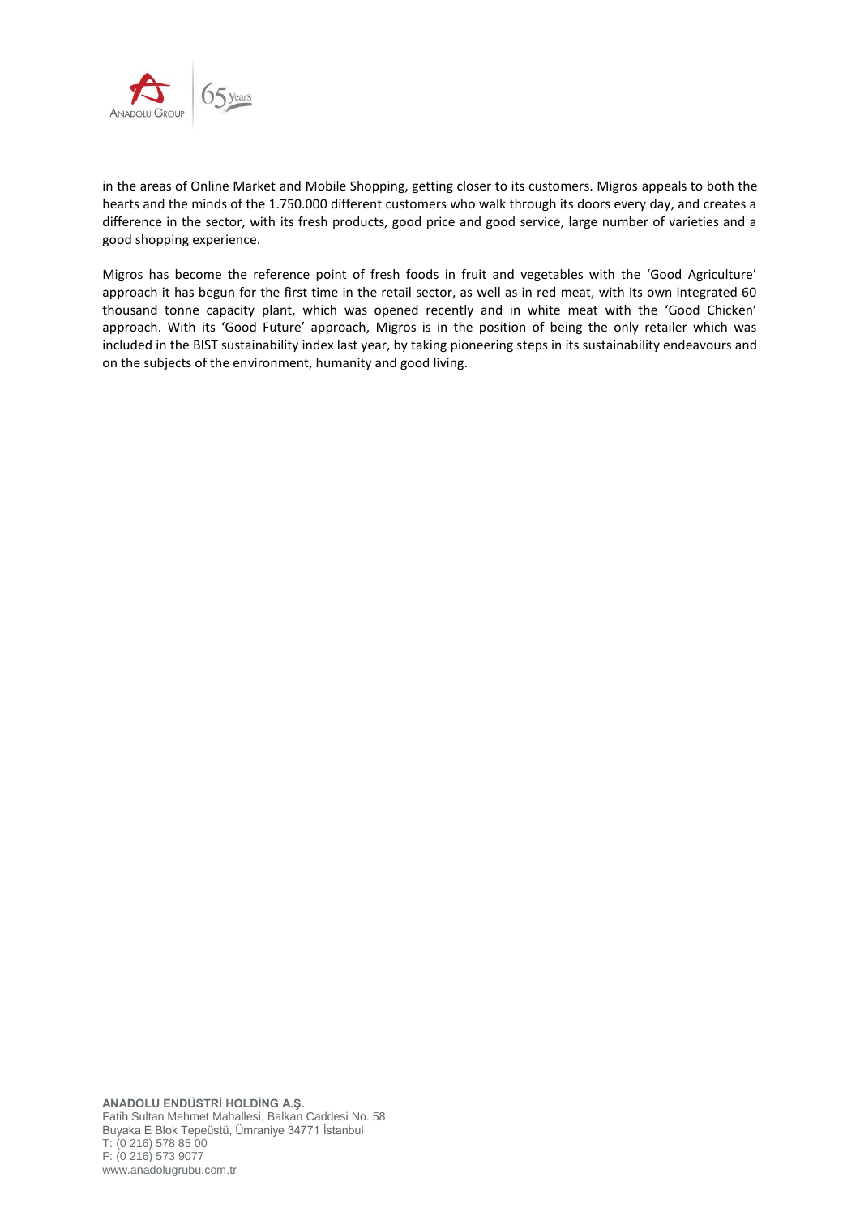in the areas of Online Market and Mobile Shopping, getting closer to its customers. Migros appeals to both the hearts and the minds of the 1.750.000 different customers who walk through its doors every day, and creates a difference in the sector, with its fresh products, good price and good service, large number of varieties and a good shopping experience.

Migros has become the reference point of fresh foods in fruit and vegetables with the 'Good Agriculture' approach it has begun for the first time in the retail sector, as well as in red meat, with its own integrated 60 thousand tonne capacity plant, which was opened recently and in white meat with the 'Good Chicken' approach. With its 'Good Future' approach, Migros is in the position of being the only retailer which was included in the BIST sustainability index last year, by taking pioneering steps in its sustainability endeavours and on the subjects of the environment, humanity and good living.